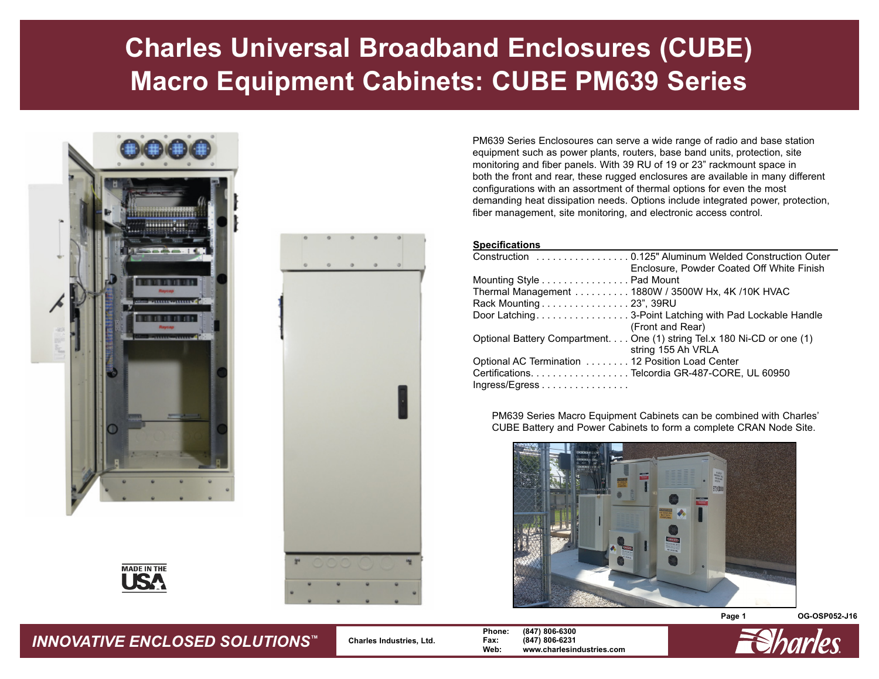# Charles Universal Broadband Enclosures (CUBE) Macro Equipment Cabinets: CUBE PM639 Series

PM639 Series Enclosoures can serve a wide range of radio and base station equipment such as power plants, routers, base band units, protection, site monitoring and fiber panels. With 39 RU of 19 or 23" rackmount space in both the front and rear, these rugged enclosures are available in many different configurations with an assortment of thermal options for even the most demanding heat dissipation needs. Options include integrated power, protection, fiber management, site monitoring, and electronic access control.

**Specifications**

| | |
|---|---|
| Construction | 0.125" Aluminum Welded Construction Outer Enclosure, Powder Coated Off White Finish |
| Mounting Style | Pad Mount |
| Thermal Management | 1880W / 3500W Hx, 4K /10K HVAC |
| Rack Mounting | 23", 39RU |
| Door Latching | 3-Point Latching with Pad Lockable Handle (Front and Rear) |
| Optional Battery Compartment | One (1) string Tel.x 180 Ni-CD or one (1) string 155 Ah VRLA |
| Optional AC Termination | 12 Position Load Center |
| Certifications | Telcordia GR-487-CORE, UL 60950 |
| Ingress/Egress | |

PM639 Series Macro Equipment Cabinets can be combined with Charles' CUBE Battery and Power Cabinets to form a complete CRAN Node Site.

MADE IN THE USA

OG-OSP052-J16

*INNOVATIVE ENCLOSED SOLUTIONS*™

Charles Industries, Ltd.

Phone: (847) 806-6300
Fax: (847) 806-6231
Web: www.charlesindustries.com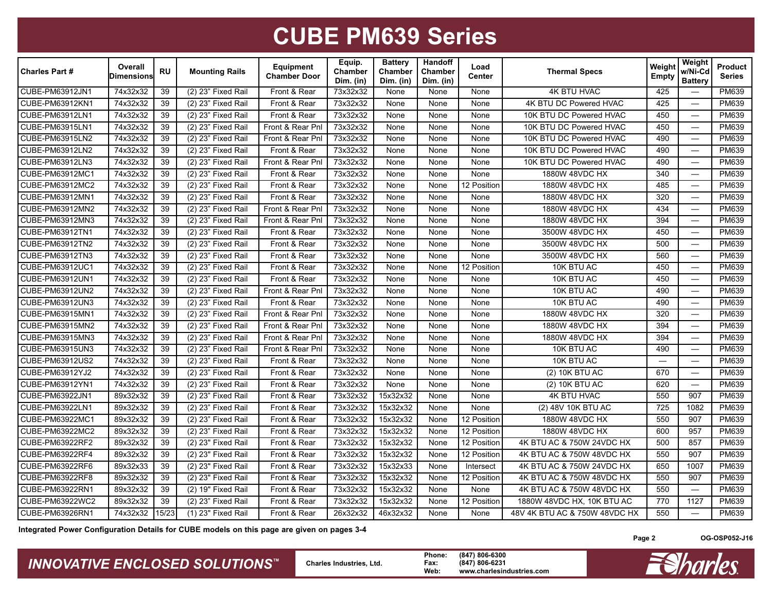# CUBE PM639 Series

| Charles Part # | Overall Dimensions | RU | Mounting Rails | Equipment Chamber Door | Equip. Chamber Dim. (in) | Battery Chamber Dim. (in) | Handoff Chamber Dim. (in) | Load Center | Thermal Specs | Weight Empty | Weight w/Ni-Cd Battery | Product Series |
|---|---|---|---|---|---|---|---|---|---|---|---|---|
| CUBE-PM63912JN1 | 74x32x32 | 39 | (2) 23" Fixed Rail | Front & Rear | 73x32x32 | None | None | None | 4K BTU HVAC | 425 | — | PM639 |
| CUBE-PM63912KN1 | 74x32x32 | 39 | (2) 23" Fixed Rail | Front & Rear | 73x32x32 | None | None | None | 4K BTU DC Powered HVAC | 425 | — | PM639 |
| CUBE-PM63912LN1 | 74x32x32 | 39 | (2) 23" Fixed Rail | Front & Rear | 73x32x32 | None | None | None | 10K BTU DC Powered HVAC | 450 | — | PM639 |
| CUBE-PM63915LN1 | 74x32x32 | 39 | (2) 23" Fixed Rail | Front & Rear Pnl | 73x32x32 | None | None | None | 10K BTU DC Powered HVAC | 450 | — | PM639 |
| CUBE-PM63915LN2 | 74x32x32 | 39 | (2) 23" Fixed Rail | Front & Rear Pnl | 73x32x32 | None | None | None | 10K BTU DC Powered HVAC | 490 | — | PM639 |
| CUBE-PM63912LN2 | 74x32x32 | 39 | (2) 23" Fixed Rail | Front & Rear | 73x32x32 | None | None | None | 10K BTU DC Powered HVAC | 490 | — | PM639 |
| CUBE-PM63912LN3 | 74x32x32 | 39 | (2) 23" Fixed Rail | Front & Rear Pnl | 73x32x32 | None | None | None | 10K BTU DC Powered HVAC | 490 | — | PM639 |
| CUBE-PM63912MC1 | 74x32x32 | 39 | (2) 23" Fixed Rail | Front & Rear | 73x32x32 | None | None | None | 1880W 48VDC HX | 340 | — | PM639 |
| CUBE-PM63912MC2 | 74x32x32 | 39 | (2) 23" Fixed Rail | Front & Rear | 73x32x32 | None | None | 12 Position | 1880W 48VDC HX | 485 | — | PM639 |
| CUBE-PM63912MN1 | 74x32x32 | 39 | (2) 23" Fixed Rail | Front & Rear | 73x32x32 | None | None | None | 1880W 48VDC HX | 320 | — | PM639 |
| CUBE-PM63912MN2 | 74x32x32 | 39 | (2) 23" Fixed Rail | Front & Rear Pnl | 73x32x32 | None | None | None | 1880W 48VDC HX | 434 | — | PM639 |
| CUBE-PM63912MN3 | 74x32x32 | 39 | (2) 23" Fixed Rail | Front & Rear Pnl | 73x32x32 | None | None | None | 1880W 48VDC HX | 394 | — | PM639 |
| CUBE-PM63912TN1 | 74x32x32 | 39 | (2) 23" Fixed Rail | Front & Rear | 73x32x32 | None | None | None | 3500W 48VDC HX | 450 | — | PM639 |
| CUBE-PM63912TN2 | 74x32x32 | 39 | (2) 23" Fixed Rail | Front & Rear | 73x32x32 | None | None | None | 3500W 48VDC HX | 500 | — | PM639 |
| CUBE-PM63912TN3 | 74x32x32 | 39 | (2) 23" Fixed Rail | Front & Rear | 73x32x32 | None | None | None | 3500W 48VDC HX | 560 | — | PM639 |
| CUBE-PM63912UC1 | 74x32x32 | 39 | (2) 23" Fixed Rail | Front & Rear | 73x32x32 | None | None | 12 Position | 10K BTU AC | 450 | — | PM639 |
| CUBE-PM63912UN1 | 74x32x32 | 39 | (2) 23" Fixed Rail | Front & Rear | 73x32x32 | None | None | None | 10K BTU AC | 450 | — | PM639 |
| CUBE-PM63912UN2 | 74x32x32 | 39 | (2) 23" Fixed Rail | Front & Rear Pnl | 73x32x32 | None | None | None | 10K BTU AC | 490 | — | PM639 |
| CUBE-PM63912UN3 | 74x32x32 | 39 | (2) 23" Fixed Rail | Front & Rear | 73x32x32 | None | None | None | 10K BTU AC | 490 | — | PM639 |
| CUBE-PM63915MN1 | 74x32x32 | 39 | (2) 23" Fixed Rail | Front & Rear Pnl | 73x32x32 | None | None | None | 1880W 48VDC HX | 320 | — | PM639 |
| CUBE-PM63915MN2 | 74x32x32 | 39 | (2) 23" Fixed Rail | Front & Rear Pnl | 73x32x32 | None | None | None | 1880W 48VDC HX | 394 | — | PM639 |
| CUBE-PM63915MN3 | 74x32x32 | 39 | (2) 23" Fixed Rail | Front & Rear Pnl | 73x32x32 | None | None | None | 1880W 48VDC HX | 394 | — | PM639 |
| CUBE-PM63915UN3 | 74x32x32 | 39 | (2) 23" Fixed Rail | Front & Rear Pnl | 73x32x32 | None | None | None | 10K BTU AC | 490 | — | PM639 |
| CUBE-PM63912US2 | 74x32x32 | 39 | (2) 23" Fixed Rail | Front & Rear | 73x32x32 | None | None | None | 10K BTU AC | — | — | PM639 |
| CUBE-PM63912YJ2 | 74x32x32 | 39 | (2) 23" Fixed Rail | Front & Rear | 73x32x32 | None | None | None | (2) 10K BTU AC | 670 | — | PM639 |
| CUBE-PM63912YN1 | 74x32x32 | 39 | (2) 23" Fixed Rail | Front & Rear | 73x32x32 | None | None | None | (2) 10K BTU AC | 620 | — | PM639 |
| CUBE-PM63922JN1 | 89x32x32 | 39 | (2) 23" Fixed Rail | Front & Rear | 73x32x32 | 15x32x32 | None | None | 4K BTU HVAC | 550 | 907 | PM639 |
| CUBE-PM63922LN1 | 89x32x32 | 39 | (2) 23" Fixed Rail | Front & Rear | 73x32x32 | 15x32x32 | None | None | (2) 48V 10K BTU AC | 725 | 1082 | PM639 |
| CUBE-PM63922MC1 | 89x32x32 | 39 | (2) 23" Fixed Rail | Front & Rear | 73x32x32 | 15x32x32 | None | 12 Position | 1880W 48VDC HX | 550 | 907 | PM639 |
| CUBE-PM63922MC2 | 89x32x32 | 39 | (2) 23" Fixed Rail | Front & Rear | 73x32x32 | 15x32x32 | None | 12 Position | 1880W 48VDC HX | 600 | 957 | PM639 |
| CUBE-PM63922RF2 | 89x32x32 | 39 | (2) 23" Fixed Rail | Front & Rear | 73x32x32 | 15x32x32 | None | 12 Position | 4K BTU AC & 750W 24VDC HX | 500 | 857 | PM639 |
| CUBE-PM63922RF4 | 89x32x32 | 39 | (2) 23" Fixed Rail | Front & Rear | 73x32x32 | 15x32x32 | None | 12 Position | 4K BTU AC & 750W 48VDC HX | 550 | 907 | PM639 |
| CUBE-PM63922RF6 | 89x32x33 | 39 | (2) 23" Fixed Rail | Front & Rear | 73x32x32 | 15x32x33 | None | Intersect | 4K BTU AC & 750W 24VDC HX | 650 | 1007 | PM639 |
| CUBE-PM63922RF8 | 89x32x32 | 39 | (2) 23" Fixed Rail | Front & Rear | 73x32x32 | 15x32x32 | None | 12 Position | 4K BTU AC & 750W 48VDC HX | 550 | 907 | PM639 |
| CUBE-PM63922RN1 | 89x32x32 | 39 | (2) 19" Fixed Rail | Front & Rear | 73x32x32 | 15x32x32 | None | None | 4K BTU AC & 750W 48VDC HX | 550 | — | PM639 |
| CUBE-PM63922WC2 | 89x32x32 | 39 | (2) 23" Fixed Rail | Front & Rear | 73x32x32 | 15x32x32 | None | 12 Position | 1880W 48VDC HX, 10K BTU AC | 770 | 1127 | PM639 |
| CUBE-PM63926RN1 | 74x32x32 | 15/23 | (1) 23" Fixed Rail | Front & Rear | 26x32x32 | 46x32x32 | None | None | 48V 4K BTU AC & 750W 48VDC HX | 550 | — | PM639 |

**Integrated Power Configuration Details for CUBE models on this page are given on pages 3-4**

OG-OSP052-J16

*INNOVATIVE ENCLOSED SOLUTIONS™*

Charles Industries, Ltd.

Phone: (847) 806-6300
Fax: (847) 806-6231
Web: www.charlesindustries.com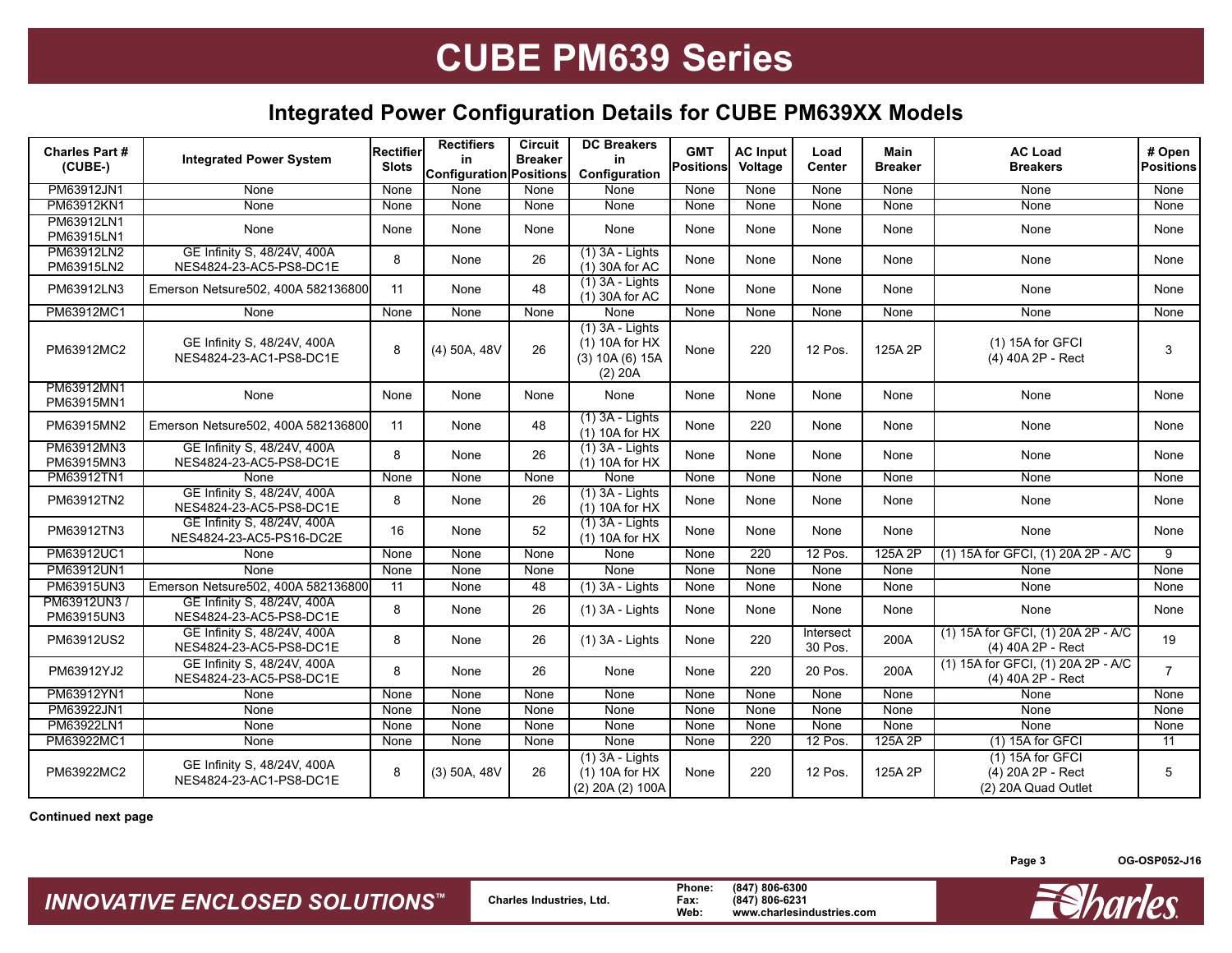# CUBE PM639 Series

## Integrated Power Configuration Details for CUBE PM639XX Models

| Charles Part # (CUBE-) | Integrated Power System | Rectifier Slots | Rectifiers in Configuration | Circuit Breaker Positions | DC Breakers in Configuration | GMT Positions | AC Input Voltage | Load Center | Main Breaker | AC Load Breakers | # Open Positions |
|---|---|---|---|---|---|---|---|---|---|---|---|
| PM63912JN1 | None | None | None | None | None | None | None | None | None | None | None |
| PM63912KN1 | None | None | None | None | None | None | None | None | None | None | None |
| PM63912LN1<br>PM63915LN1 | None | None | None | None | None | None | None | None | None | None | None |
| PM63912LN2<br>PM63915LN2 | GE Infinity S, 48/24V, 400A NES4824-23-AC5-PS8-DC1E | 8 | None | 26 | (1) 3A - Lights<br>(1) 30A for AC | None | None | None | None | None | None |
| PM63912LN3 | Emerson Netsure502, 400A 582136800 | 11 | None | 48 | (1) 3A - Lights<br>(1) 30A for AC | None | None | None | None | None | None |
| PM63912MC1 | None | None | None | None | None | None | None | None | None | None | None |
| PM63912MC2 | GE Infinity S, 48/24V, 400A NES4824-23-AC1-PS8-DC1E | 8 | (4) 50A, 48V | 26 | (1) 3A - Lights<br>(1) 10A for HX<br>(3) 10A (6) 15A<br>(2) 20A | None | 220 | 12 Pos. | 125A 2P | (1) 15A for GFCI<br>(4) 40A 2P - Rect | 3 |
| PM63912MN1<br>PM63915MN1 | None | None | None | None | None | None | None | None | None | None | None |
| PM63915MN2 | Emerson Netsure502, 400A 582136800 | 11 | None | 48 | (1) 3A - Lights<br>(1) 10A for HX | None | 220 | None | None | None | None |
| PM63912MN3<br>PM63915MN3 | GE Infinity S, 48/24V, 400A NES4824-23-AC5-PS8-DC1E | 8 | None | 26 | (1) 3A - Lights<br>(1) 10A for HX | None | None | None | None | None | None |
| PM63912TN1 | None | None | None | None | None | None | None | None | None | None | None |
| PM63912TN2 | GE Infinity S, 48/24V, 400A NES4824-23-AC5-PS8-DC1E | 8 | None | 26 | (1) 3A - Lights<br>(1) 10A for HX | None | None | None | None | None | None |
| PM63912TN3 | GE Infinity S, 48/24V, 400A NES4824-23-AC5-PS16-DC2E | 16 | None | 52 | (1) 3A - Lights<br>(1) 10A for HX | None | None | None | None | None | None |
| PM63912UC1 | None | None | None | None | None | None | 220 | 12 Pos. | 125A 2P | (1) 15A for GFCI, (1) 20A 2P - A/C | 9 |
| PM63912UN1 | None | None | None | None | None | None | None | None | None | None | None |
| PM63915UN3 | Emerson Netsure502, 400A 582136800 | 11 | None | 48 | (1) 3A - Lights | None | None | None | None | None | None |
| PM63912UN3 /<br>PM63915UN3 | GE Infinity S, 48/24V, 400A NES4824-23-AC5-PS8-DC1E | 8 | None | 26 | (1) 3A - Lights | None | None | None | None | None | None |
| PM63912US2 | GE Infinity S, 48/24V, 400A NES4824-23-AC5-PS8-DC1E | 8 | None | 26 | (1) 3A - Lights | None | 220 | Intersect 30 Pos. | 200A | (1) 15A for GFCI, (1) 20A 2P - A/C<br>(4) 40A 2P - Rect | 19 |
| PM63912YJ2 | GE Infinity S, 48/24V, 400A NES4824-23-AC5-PS8-DC1E | 8 | None | 26 | None | None | 220 | 20 Pos. | 200A | (1) 15A for GFCI, (1) 20A 2P - A/C<br>(4) 40A 2P - Rect | 7 |
| PM63912YN1 | None | None | None | None | None | None | None | None | None | None | None |
| PM63922JN1 | None | None | None | None | None | None | None | None | None | None | None |
| PM63922LN1 | None | None | None | None | None | None | None | None | None | None | None |
| PM63922MC1 | None | None | None | None | None | None | 220 | 12 Pos. | 125A 2P | (1) 15A for GFCI | 11 |
| PM63922MC2 | GE Infinity S, 48/24V, 400A NES4824-23-AC1-PS8-DC1E | 8 | (3) 50A, 48V | 26 | (1) 3A - Lights<br>(1) 10A for HX<br>(2) 20A (2) 100A | None | 220 | 12 Pos. | 125A 2P | (1) 15A for GFCI<br>(4) 20A 2P - Rect<br>(2) 20A Quad Outlet | 5 |

**Continued next page**

OG-OSP052-J16

*INNOVATIVE ENCLOSED SOLUTIONS™*

Charles Industries, Ltd.

Phone: (847) 806-6300
Fax: (847) 806-6231
Web: www.charlesindustries.com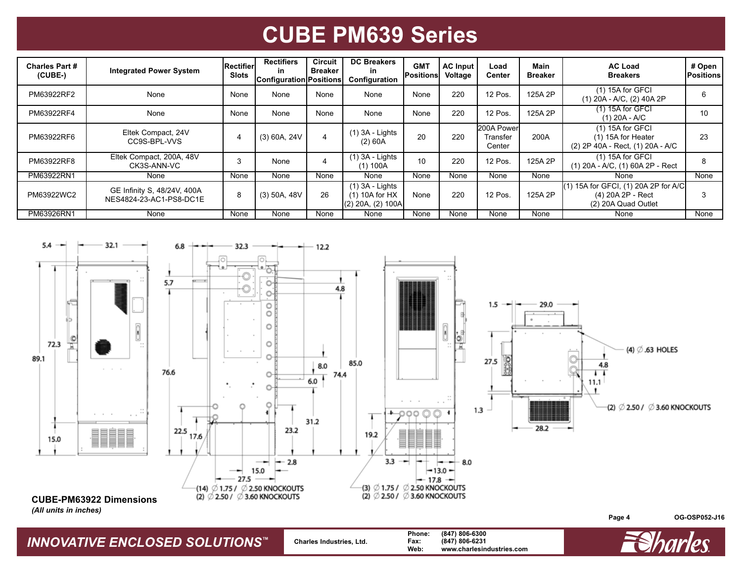# CUBE PM639 Series

| Charles Part # (CUBE-) | Integrated Power System | Rectifier Slots | Rectifiers in Configuration | Circuit Breaker Positions | DC Breakers in Configuration | GMT Positions | AC Input Voltage | Load Center | Main Breaker | AC Load Breakers | # Open Positions |
|---|---|---|---|---|---|---|---|---|---|---|---|
| PM63922RF2 | None | None | None | None | None | None | 220 | 12 Pos. | 125A 2P | (1) 15A for GFCI<br>(1) 20A - A/C, (2) 40A 2P | 6 |
| PM63922RF4 | None | None | None | None | None | None | 220 | 12 Pos. | 125A 2P | (1) 15A for GFCI<br>(1) 20A - A/C | 10 |
| PM63922RF6 | Eltek Compact, 24V<br>CC9S-BPL-VVS | 4 | (3) 60A, 24V | 4 | (1) 3A - Lights<br>(2) 60A | 20 | 220 | 200A Power Transfer Center | 200A | (1) 15A for GFCI<br>(1) 15A for Heater<br>(2) 2P 40A - Rect, (1) 20A - A/C | 23 |
| PM63922RF8 | Eltek Compact, 200A, 48V<br>CK3S-ANN-VC | 3 | None | 4 | (1) 3A - Lights<br>(1) 100A | 10 | 220 | 12 Pos. | 125A 2P | (1) 15A for GFCI<br>(1) 20A - A/C, (1) 60A 2P - Rect | 8 |
| PM63922RN1 | None | None | None | None | None | None | None | None | None | None | None |
| PM63922WC2 | GE Infinity S, 48/24V, 400A<br>NES4824-23-AC1-PS8-DC1E | 8 | (3) 50A, 48V | 26 | (1) 3A - Lights<br>(1) 10A for HX<br>(2) 20A, (2) 100A | None | 220 | 12 Pos. | 125A 2P | (1) 15A for GFCI, (1) 20A 2P for A/C<br>(4) 20A 2P - Rect<br>(2) 20A Quad Outlet | 3 |
| PM63926RN1 | None | None | None | None | None | None | None | None | None | None | None |

5.4 32.1 6.8 32.3 12.2 5.7 4.8 72.3 89.1 76.6 8.0 6.0 85.0 74.4 31.2 22.5 17.6 23.2 19.2 15.0 2.8 15.0 27.5 3.3 8.0 13.0 17.8 1.5 29.0 27.5 4.8 11.1 1.3 28.2

(4) ∅ .63 HOLES

(2) ∅ 2.50 / ∅ 3.60 KNOCKOUTS

(14) ∅ 1.75 / ∅ 2.50 KNOCKOUTS
(2) ∅ 2.50 / ∅ 3.60 KNOCKOUTS

(3) ∅ 1.75 / ∅ 2.50 KNOCKOUTS
(2) ∅ 2.50 / ∅ 3.60 KNOCKOUTS

**CUBE-PM63922 Dimensions**
*(All units in inches)*

OG-OSP052-J16

*INNOVATIVE ENCLOSED SOLUTIONS™*

Charles Industries, Ltd.

Phone: (847) 806-6300
Fax: (847) 806-6231
Web: www.charlesindustries.com

Charles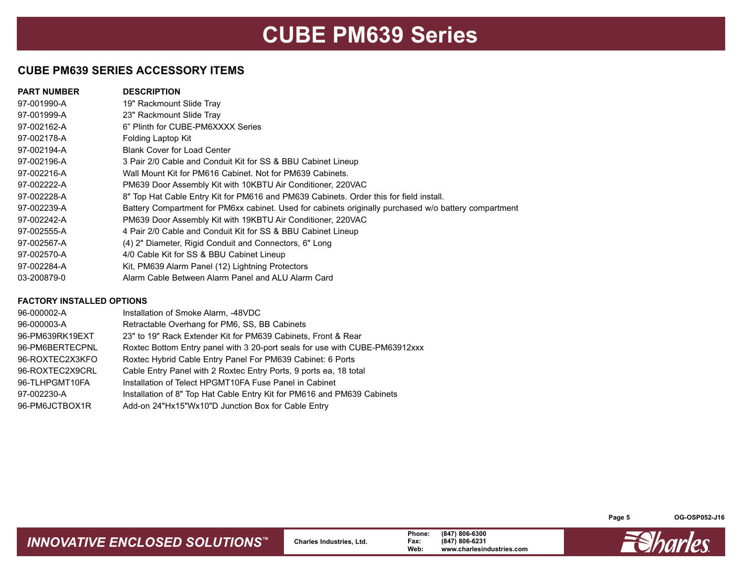# CUBE PM639 Series

## CUBE PM639 SERIES ACCESSORY ITEMS

| PART NUMBER | DESCRIPTION |
|---|---|
| 97-001990-A | 19" Rackmount Slide Tray |
| 97-001999-A | 23" Rackmount Slide Tray |
| 97-002162-A | 6" Plinth for CUBE-PM6XXXX Series |
| 97-002178-A | Folding Laptop Kit |
| 97-002194-A | Blank Cover for Load Center |
| 97-002196-A | 3 Pair 2/0 Cable and Conduit Kit for SS & BBU Cabinet Lineup |
| 97-002216-A | Wall Mount Kit for PM616 Cabinet. Not for PM639 Cabinets. |
| 97-002222-A | PM639 Door Assembly Kit with 10KBTU Air Conditioner, 220VAC |
| 97-002228-A | 8" Top Hat Cable Entry Kit for PM616 and PM639 Cabinets. Order this for field install. |
| 97-002239-A | Battery Compartment for PM6xx cabinet. Used for cabinets originally purchased w/o battery compartment |
| 97-002242-A | PM639 Door Assembly Kit with 19KBTU Air Conditioner, 220VAC |
| 97-002555-A | 4 Pair 2/0 Cable and Conduit Kit for SS & BBU Cabinet Lineup |
| 97-002567-A | (4) 2" Diameter, Rigid Conduit and Connectors, 6" Long |
| 97-002570-A | 4/0 Cable Kit for SS & BBU Cabinet Lineup |
| 97-002284-A | Kit, PM639 Alarm Panel (12) Lightning Protectors |
| 03-200879-0 | Alarm Cable Between Alarm Panel and ALU Alarm Card |

### FACTORY INSTALLED OPTIONS

| | |
|---|---|
| 96-000002-A | Installation of Smoke Alarm, -48VDC |
| 96-000003-A | Retractable Overhang for PM6, SS, BB Cabinets |
| 96-PM639RK19EXT | 23" to 19" Rack Extender Kit for PM639 Cabinets, Front & Rear |
| 96-PM6BERTECPNL | Roxtec Bottom Entry panel with 3 20-port seals for use with CUBE-PM63912xxx |
| 96-ROXTEC2X3KFO | Roxtec Hybrid Cable Entry Panel For PM639 Cabinet: 6 Ports |
| 96-ROXTEC2X9CRL | Cable Entry Panel with 2 Roxtec Entry Ports, 9 ports ea, 18 total |
| 96-TLHPGMT10FA | Installation of Telect HPGMT10FA Fuse Panel in Cabinet |
| 97-002230-A | Installation of 8" Top Hat Cable Entry Kit for PM616 and PM639 Cabinets |
| 96-PM6JCTBOX1R | Add-on 24"Hx15"Wx10"D Junction Box for Cable Entry |

OG-OSP052-J16

*INNOVATIVE ENCLOSED SOLUTIONS™*

Charles Industries, Ltd.

Phone: (847) 806-6300
Fax: (847) 806-6231
Web: www.charlesindustries.com